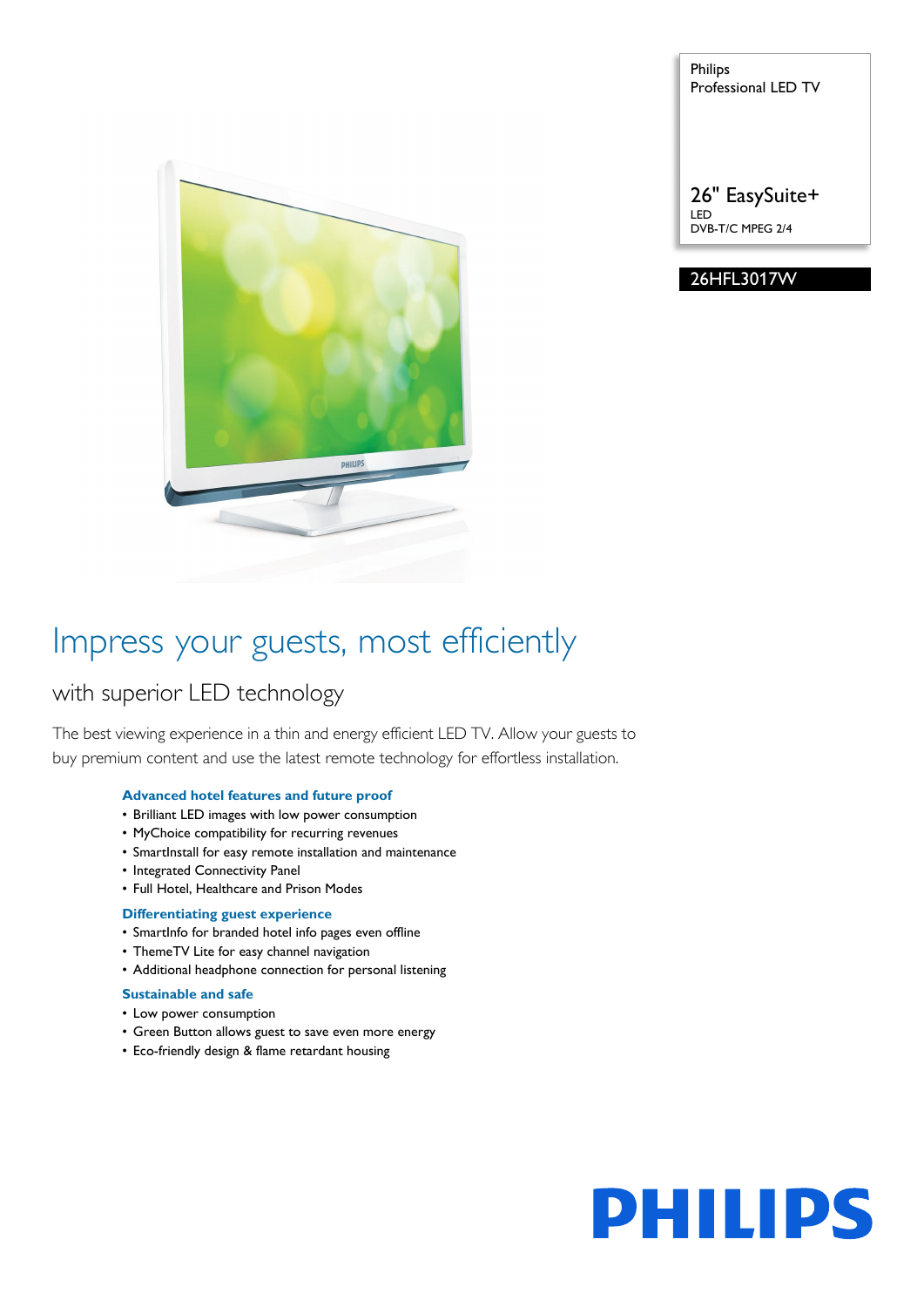Philips
Professional LED TV

26" EasySuite+
LED
DVB-T/C MPEG 2/4

26HFL3017W

# Impress your guests, most efficiently

## with superior LED technology

The best viewing experience in a thin and energy efficient LED TV. Allow your guests to buy premium content and use the latest remote technology for effortless installation.

### Advanced hotel features and future proof

- Brilliant LED images with low power consumption
- MyChoice compatibility for recurring revenues
- SmartInstall for easy remote installation and maintenance
- Integrated Connectivity Panel
- Full Hotel, Healthcare and Prison Modes

### Differentiating guest experience

- SmartInfo for branded hotel info pages even offline
- ThemeTV Lite for easy channel navigation
- Additional headphone connection for personal listening

### Sustainable and safe

- Low power consumption
- Green Button allows guest to save even more energy
- Eco-friendly design & flame retardant housing

PHILIPS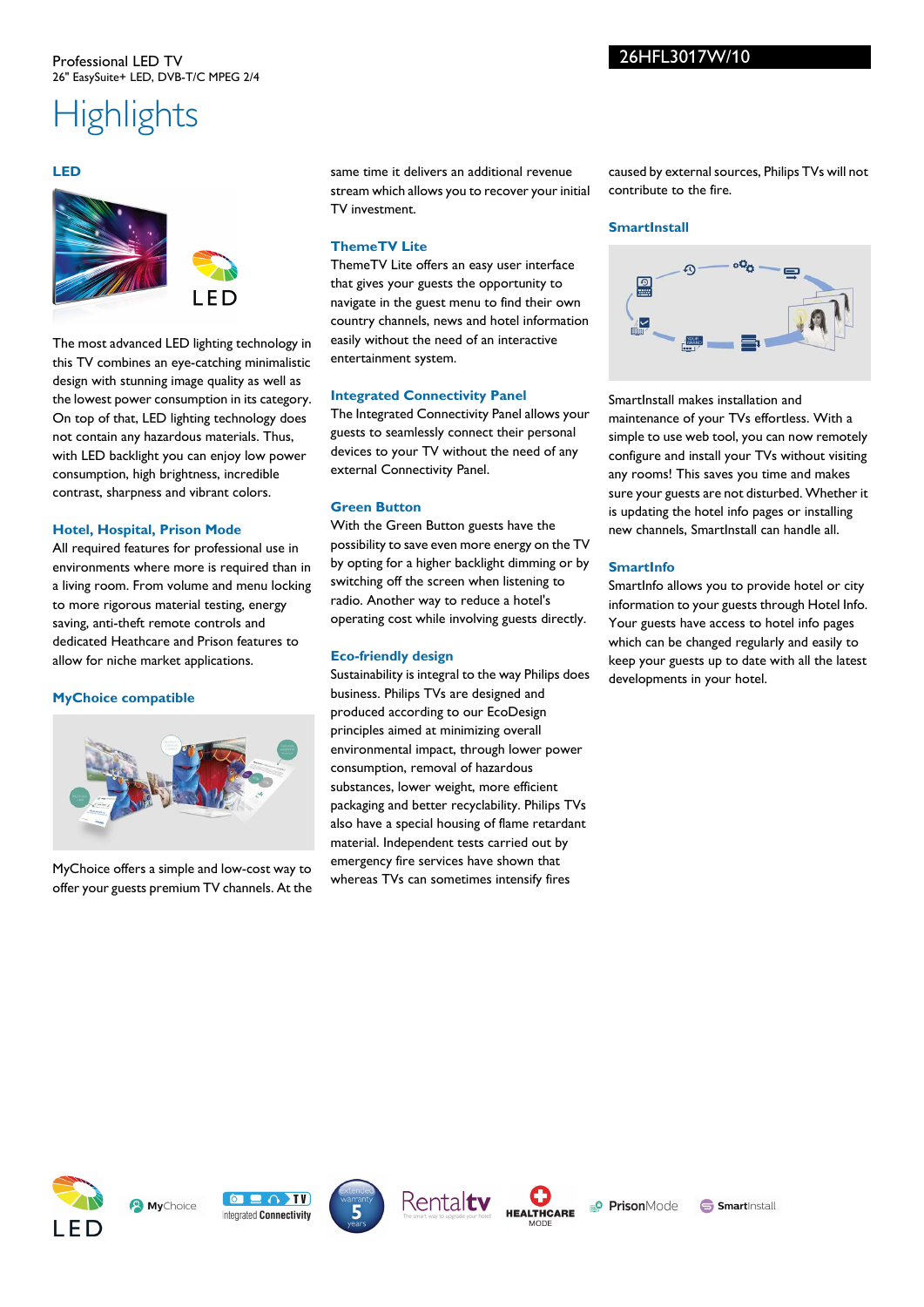Professional LED TV
26" EasySuite+ LED, DVB-T/C MPEG 2/4

26HFL3017W/10

# Highlights

### LED

The most advanced LED lighting technology in this TV combines an eye-catching minimalistic design with stunning image quality as well as the lowest power consumption in its category. On top of that, LED lighting technology does not contain any hazardous materials. Thus, with LED backlight you can enjoy low power consumption, high brightness, incredible contrast, sharpness and vibrant colors.

### Hotel, Hospital, Prison Mode

All required features for professional use in environments where more is required than in a living room. From volume and menu locking to more rigorous material testing, energy saving, anti-theft remote controls and dedicated Heathcare and Prison features to allow for niche market applications.

### MyChoice compatible

MyChoice offers a simple and low-cost way to offer your guests premium TV channels. At the same time it delivers an additional revenue stream which allows you to recover your initial TV investment.

### ThemeTV Lite

ThemeTV Lite offers an easy user interface that gives your guests the opportunity to navigate in the guest menu to find their own country channels, news and hotel information easily without the need of an interactive entertainment system.

### Integrated Connectivity Panel

The Integrated Connectivity Panel allows your guests to seamlessly connect their personal devices to your TV without the need of any external Connectivity Panel.

### Green Button

With the Green Button guests have the possibility to save even more energy on the TV by opting for a higher backlight dimming or by by switching off the screen when listening to radio. Another way to reduce a hotel's operating cost while involving guests directly.

### Eco-friendly design

Sustainability is integral to the way Philips does business. Philips TVs are designed and produced according to our EcoDesign principles aimed at minimizing overall environmental impact, through lower power consumption, removal of hazardous substances, lower weight, more efficient packaging and better recyclability. Philips TVs also have a special housing of flame retardant material. Independent tests carried out by emergency fire services have shown that whereas TVs can sometimes intensify fires caused by external sources, Philips TVs will not contribute to the fire.

### SmartInstall

SmartInstall makes installation and maintenance of your TVs effortless. With a simple to use web tool, you can now remotely configure and install your TVs without visiting any rooms! This saves you time and makes sure your guests are not disturbed. Whether it is updating the hotel info pages or installing new channels, SmartInstall can handle all.

### SmartInfo

SmartInfo allows you to provide hotel or city information to your guests through Hotel Info. Your guests have access to hotel info pages which can be changed regularly and easily to keep your guests up to date with all the latest developments in your hotel.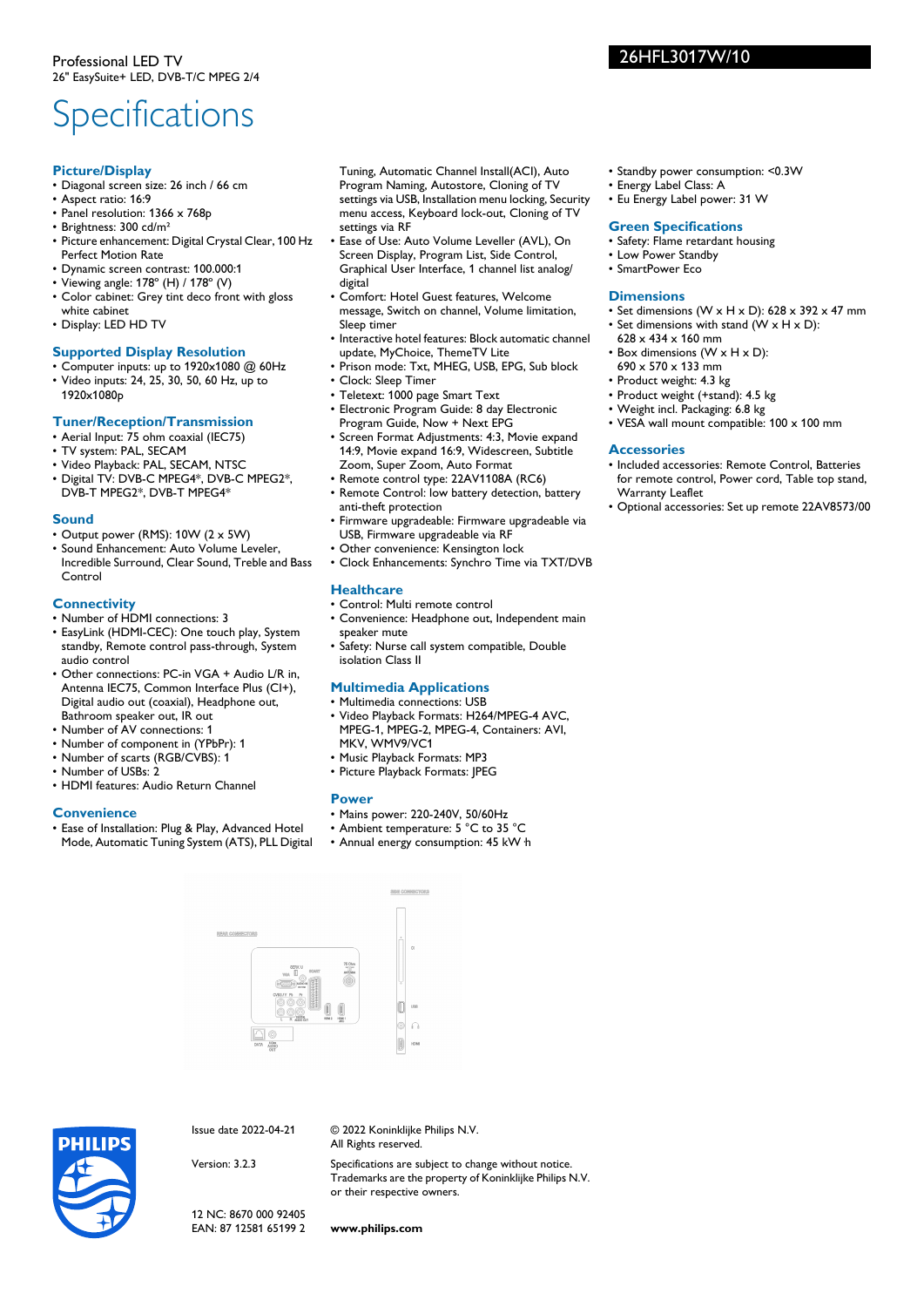Professional LED TV

26" EasySuite+ LED, DVB-T/C MPEG 2/4

26HFL3017W/10

# Specifications

### Picture/Display

- Diagonal screen size: 26 inch / 66 cm
- Aspect ratio: 16:9
- Panel resolution: 1366 x 768p
- Brightness: 300 cd/m²
- Picture enhancement: Digital Crystal Clear, 100 Hz Perfect Motion Rate
- Dynamic screen contrast: 100.000:1
- Viewing angle: 178° (H) / 178° (V)
- Color cabinet: Grey tint deco front with gloss white cabinet
- Display: LED HD TV

### Supported Display Resolution

- Computer inputs: up to 1920x1080 @ 60Hz
- Video inputs: 24, 25, 30, 50, 60 Hz, up to 1920x1080p

### Tuner/Reception/Transmission

- Aerial Input: 75 ohm coaxial (IEC75)
- TV system: PAL, SECAM
- Video Playback: PAL, SECAM, NTSC
- Digital TV: DVB-C MPEG4*, DVB-C MPEG2*, DVB-T MPEG2*, DVB-T MPEG4*

### Sound

- Output power (RMS): 10W (2 x 5W)
- Sound Enhancement: Auto Volume Leveler, Incredible Surround, Clear Sound, Treble and Bass Control

### Connectivity

- Number of HDMI connections: 3
- EasyLink (HDMI-CEC): One touch play, System standby, Remote control pass-through, System audio control
- Other connections: PC-in VGA + Audio L/R in, Antenna IEC75, Common Interface Plus (CI+), Digital audio out (coaxial), Headphone out, Bathroom speaker out, IR out
- Number of AV connections: 1
- Number of component in (YPbPr): 1
- Number of scarts (RGB/CVBS): 1
- Number of USBs: 2
- HDMI features: Audio Return Channel

### Convenience

- Ease of Installation: Plug & Play, Advanced Hotel Mode, Automatic Tuning System (ATS), PLL Digital Tuning, Automatic Channel Install(ACI), Auto Program Naming, Autostore, Cloning of TV settings via USB, Installation menu locking, Security menu access, Keyboard lock-out, Cloning of TV settings via RF
- Ease of Use: Auto Volume Leveller (AVL), On Screen Display, Program List, Side Control, Graphical User Interface, 1 channel list analog/digital
- Comfort: Hotel Guest features, Welcome message, Switch on channel, Volume limitation, Sleep timer
- Interactive hotel features: Block automatic channel update, MyChoice, ThemeTV Lite
- Prison mode: Txt, MHEG, USB, EPG, Sub block
- Clock: Sleep Timer
- Teletext: 1000 page Smart Text
- Electronic Program Guide: 8 day Electronic Program Guide, Now + Next EPG
- Screen Format Adjustments: 4:3, Movie expand 14:9, Movie expand 16:9, Widescreen, Subtitle Zoom, Super Zoom, Auto Format
- Remote control type: 22AV1108A (RC6)
- Remote Control: low battery detection, battery anti-theft protection
- Firmware upgradeable: Firmware upgradeable via USB, Firmware upgradeable via RF
- Other convenience: Kensington lock
- Clock Enhancements: Synchro Time via TXT/DVB

### Healthcare

- Control: Multi remote control
- Convenience: Headphone out, Independent main speaker mute
- Safety: Nurse call system compatible, Double isolation Class II

### Multimedia Applications

- Multimedia connections: USB
- Video Playback Formats: H264/MPEG-4 AVC, MPEG-1, MPEG-2, MPEG-4, Containers: AVI, MKV, WMV9/VC1
- Music Playback Formats: MP3
- Picture Playback Formats: JPEG

### Power

- Mains power: 220-240V, 50/60Hz
- Ambient temperature: 5 °C to 35 °C
- Annual energy consumption: 45 kW·h
- Standby power consumption: <0.3W
- Energy Label Class: A
- Eu Energy Label power: 31 W

### Green Specifications

- Safety: Flame retardant housing
- Low Power Standby
- SmartPower Eco

### Dimensions

- Set dimensions (W x H x D): 628 x 392 x 47 mm
- Set dimensions with stand (W x H x D): 628 x 434 x 160 mm
- Box dimensions (W x H x D): 690 x 570 x 133 mm
- Product weight: 4.3 kg
- Product weight (+stand): 4.5 kg
- Weight incl. Packaging: 6.8 kg
- VESA wall mount compatible: 100 x 100 mm

### Accessories

- Included accessories: Remote Control, Batteries for remote control, Power cord, Table top stand, Warranty Leaflet
- Optional accessories: Set up remote 22AV8573/00

Issue date 2022-04-21

Version: 3.2.3

12 NC: 8670 000 92405

EAN: 87 12581 65199 2

© 2022 Koninklijke Philips N.V.
All Rights reserved.

Specifications are subject to change without notice. Trademarks are the property of Koninklijke Philips N.V. or their respective owners.

www.philips.com